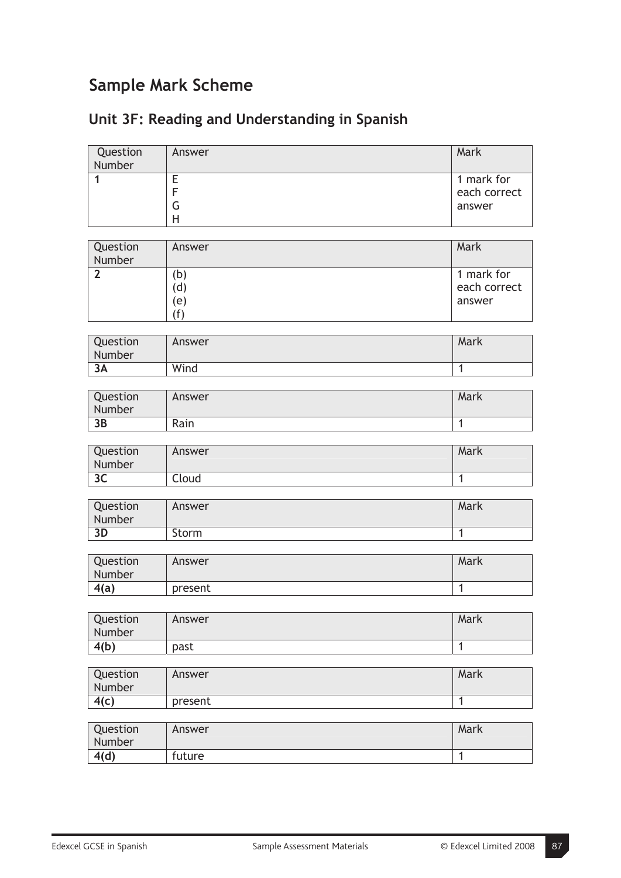# Sample Mark Scheme

## Unit 3F: Reading and Understanding in Spanish

| Question Number | Answer | Mark |
|---|---|---|
| **1** | E<br>F<br>G<br>H | 1 mark for each correct answer |

| Question Number | Answer | Mark |
|---|---|---|
| **2** | (b)<br>(d)<br>(e)<br>(f) | 1 mark for each correct answer |

| Question Number | Answer | Mark |
|---|---|---|
| **3A** | Wind | 1 |

| Question Number | Answer | Mark |
|---|---|---|
| **3B** | Rain | 1 |

| Question Number | Answer | Mark |
|---|---|---|
| **3C** | Cloud | 1 |

| Question Number | Answer | Mark |
|---|---|---|
| **3D** | Storm | 1 |

| Question Number | Answer | Mark |
|---|---|---|
| **4(a)** | present | 1 |

| Question Number | Answer | Mark |
|---|---|---|
| **4(b)** | past | 1 |

| Question Number | Answer | Mark |
|---|---|---|
| **4(c)** | present | 1 |

| Question Number | Answer | Mark |
|---|---|---|
| **4(d)** | future | 1 |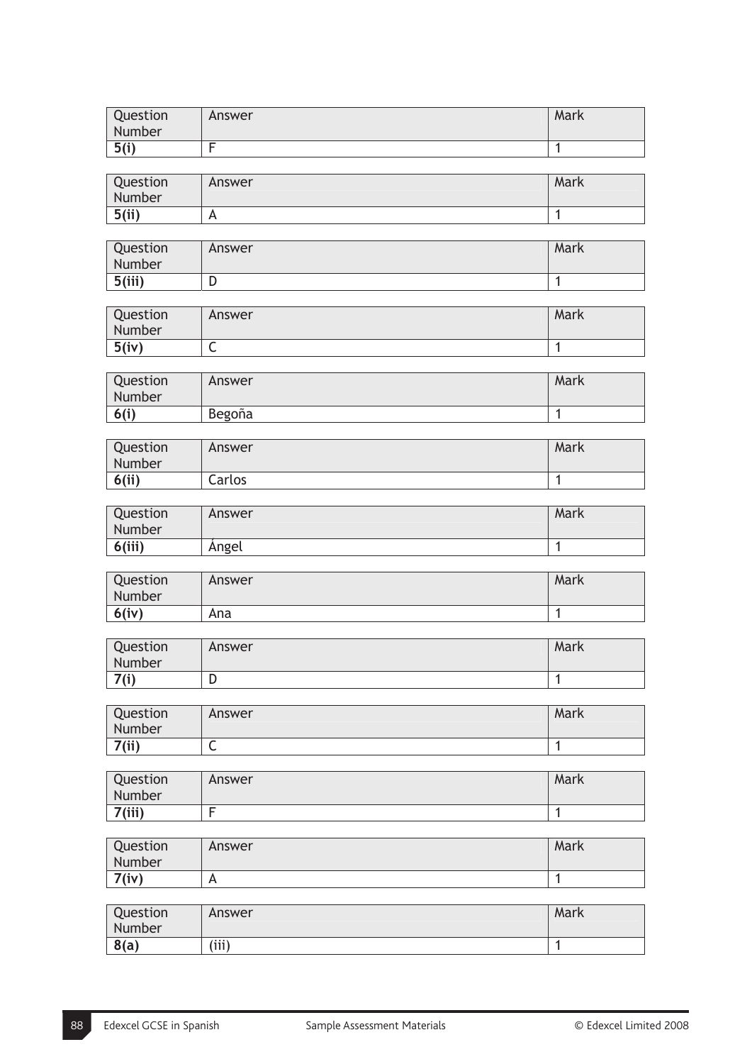| Question Number | Answer | Mark |
|---|---|---|
| **5(i)** | F | 1 |

| Question Number | Answer | Mark |
|---|---|---|
| **5(ii)** | A | 1 |

| Question Number | Answer | Mark |
|---|---|---|
| **5(iii)** | D | 1 |

| Question Number | Answer | Mark |
|---|---|---|
| **5(iv)** | C | 1 |

| Question Number | Answer | Mark |
|---|---|---|
| **6(i)** | Begoña | 1 |

| Question Number | Answer | Mark |
|---|---|---|
| **6(ii)** | Carlos | 1 |

| Question Number | Answer | Mark |
|---|---|---|
| **6(iii)** | Ángel | 1 |

| Question Number | Answer | Mark |
|---|---|---|
| **6(iv)** | Ana | 1 |

| Question Number | Answer | Mark |
|---|---|---|
| **7(i)** | D | 1 |

| Question Number | Answer | Mark |
|---|---|---|
| **7(ii)** | C | 1 |

| Question Number | Answer | Mark |
|---|---|---|
| **7(iii)** | F | 1 |

| Question Number | Answer | Mark |
|---|---|---|
| **7(iv)** | A | 1 |

| Question Number | Answer | Mark |
|---|---|---|
| **8(a)** | (iii) | 1 |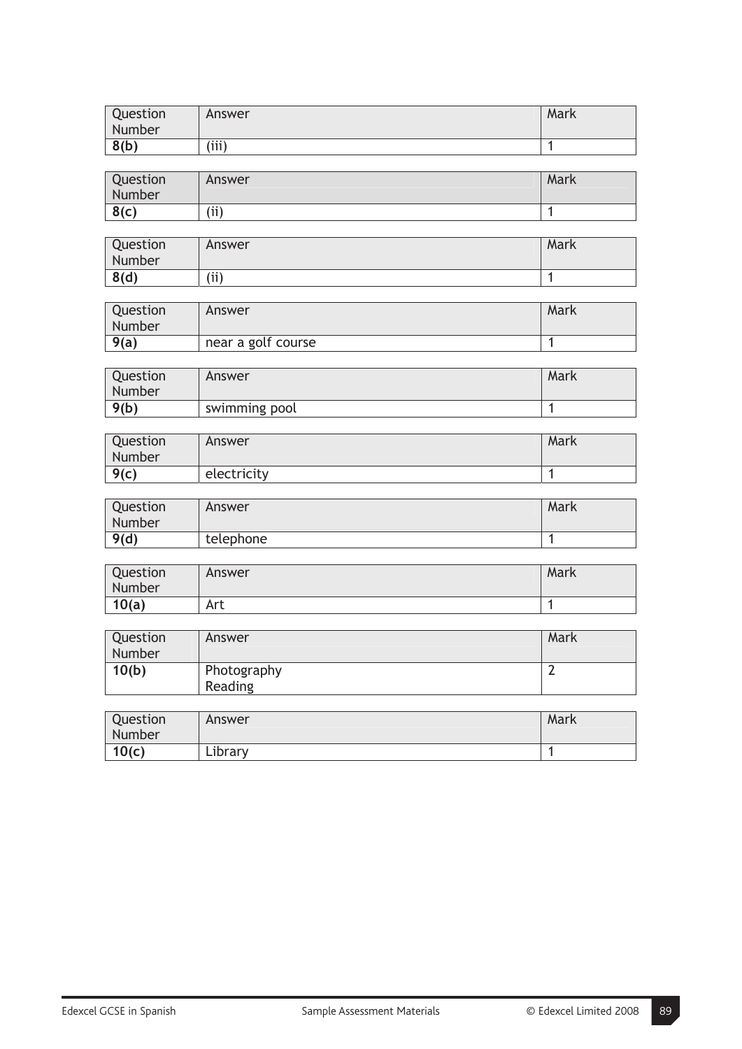| Question Number | Answer | Mark |
|---|---|---|
| **8(b)** | (iii) | 1 |

| Question Number | Answer | Mark |
|---|---|---|
| **8(c)** | (ii) | 1 |

| Question Number | Answer | Mark |
|---|---|---|
| **8(d)** | (ii) | 1 |

| Question Number | Answer | Mark |
|---|---|---|
| **9(a)** | near a golf course | 1 |

| Question Number | Answer | Mark |
|---|---|---|
| **9(b)** | swimming pool | 1 |

| Question Number | Answer | Mark |
|---|---|---|
| **9(c)** | electricity | 1 |

| Question Number | Answer | Mark |
|---|---|---|
| **9(d)** | telephone | 1 |

| Question Number | Answer | Mark |
|---|---|---|
| **10(a)** | Art | 1 |

| Question Number | Answer | Mark |
|---|---|---|
| **10(b)** | Photography<br>Reading | 2 |

| Question Number | Answer | Mark |
|---|---|---|
| **10(c)** | Library | 1 |